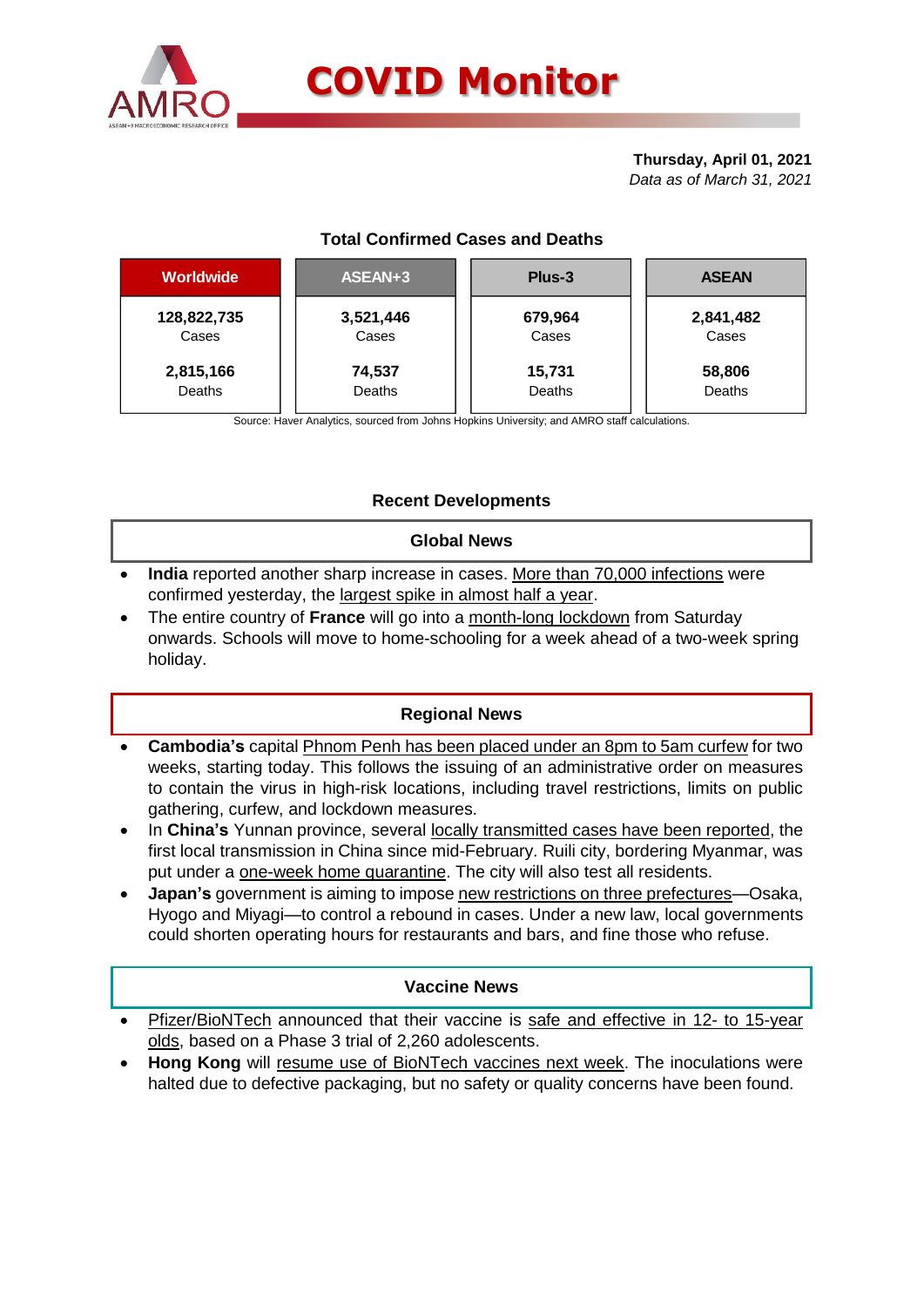# COVID Monitor

**Thursday, April 01, 2021**
*Data as of March 31, 2021*

## Total Confirmed Cases and Deaths

| Worldwide | ASEAN+3 | Plus-3 | ASEAN |
|---|---|---|---|
| **128,822,735** Cases | **3,521,446** Cases | **679,964** Cases | **2,841,482** Cases |
| **2,815,166** Deaths | **74,537** Deaths | **15,731** Deaths | **58,806** Deaths |

Source: Haver Analytics, sourced from Johns Hopkins University; and AMRO staff calculations.

## Recent Developments

### Global News

- **India** reported another sharp increase in cases. More than 70,000 infections were confirmed yesterday, the largest spike in almost half a year.
- The entire country of **France** will go into a month-long lockdown from Saturday onwards. Schools will move to home-schooling for a week ahead of a two-week spring holiday.

### Regional News

- **Cambodia's** capital Phnom Penh has been placed under an 8pm to 5am curfew for two weeks, starting today. This follows the issuing of an administrative order on measures to contain the virus in high-risk locations, including travel restrictions, limits on public gathering, curfew, and lockdown measures.
- In **China's** Yunnan province, several locally transmitted cases have been reported, the first local transmission in China since mid-February. Ruili city, bordering Myanmar, was put under a one-week home quarantine. The city will also test all residents.
- **Japan's** government is aiming to impose new restrictions on three prefectures—Osaka, Hyogo and Miyagi—to control a rebound in cases. Under a new law, local governments could shorten operating hours for restaurants and bars, and fine those who refuse.

### Vaccine News

- Pfizer/BioNTech announced that their vaccine is safe and effective in 12- to 15-year olds, based on a Phase 3 trial of 2,260 adolescents.
- **Hong Kong** will resume use of BioNTech vaccines next week. The inoculations were halted due to defective packaging, but no safety or quality concerns have been found.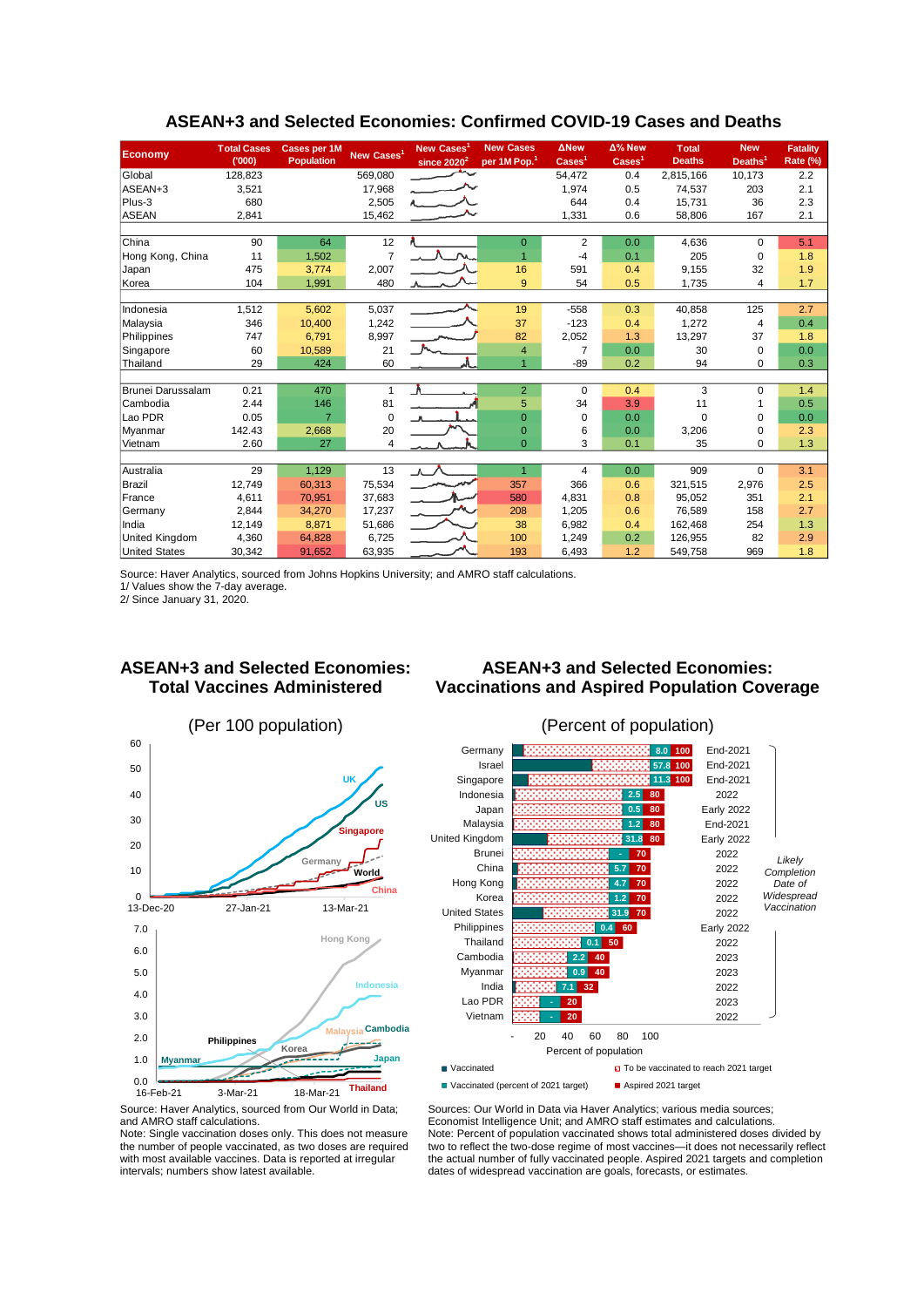## ASEAN+3 and Selected Economies: Confirmed COVID-19 Cases and Deaths

| Economy | Total Cases ('000) | Cases per 1M Population | New Cases[1] | New Cases[1] since 2020[2] | New Cases per 1M Pop.[1] | ΔNew Cases[1] | Δ% New Cases[1] | Total Deaths | New Deaths[1] | Fatality Rate (%) |
|---|---|---|---|---|---|---|---|---|---|---|
| Global | 128,823 | | 569,080 | | | 54,472 | 0.4 | 2,815,166 | 10,173 | 2.2 |
| ASEAN+3 | 3,521 | | 17,968 | | | 1,974 | 0.5 | 74,537 | 203 | 2.1 |
| Plus-3 | 680 | | 2,505 | | | 644 | 0.4 | 15,731 | 36 | 2.3 |
| ASEAN | 2,841 | | 15,462 | | | 1,331 | 0.6 | 58,806 | 167 | 2.1 |
| | | | | | | | | | | |
| China | 90 | 64 | 12 | | 0 | 2 | 0.0 | 4,636 | 0 | 5.1 |
| Hong Kong, China | 11 | 1,502 | 7 | | 1 | -4 | 0.1 | 205 | 0 | 1.8 |
| Japan | 475 | 3,774 | 2,007 | | 16 | 591 | 0.4 | 9,155 | 32 | 1.9 |
| Korea | 104 | 1,991 | 480 | | 9 | 54 | 0.5 | 1,735 | 4 | 1.7 |
| | | | | | | | | | | |
| Indonesia | 1,512 | 5,602 | 5,037 | | 19 | -558 | 0.3 | 40,858 | 125 | 2.7 |
| Malaysia | 346 | 10,400 | 1,242 | | 37 | -123 | 0.4 | 1,272 | 4 | 0.4 |
| Philippines | 747 | 6,791 | 8,997 | | 82 | 2,052 | 1.3 | 13,297 | 37 | 1.8 |
| Singapore | 60 | 10,589 | 21 | | 4 | 7 | 0.0 | 30 | 0 | 0.0 |
| Thailand | 29 | 424 | 60 | | 1 | -89 | 0.2 | 94 | 0 | 0.3 |
| | | | | | | | | | | |
| Brunei Darussalam | 0.21 | 470 | 1 | | 2 | 0 | 0.4 | 3 | 0 | 1.4 |
| Cambodia | 2.44 | 146 | 81 | | 5 | 34 | 3.9 | 11 | 1 | 0.5 |
| Lao PDR | 0.05 | 7 | 0 | | 0 | 0 | 0.0 | 0 | 0 | 0.0 |
| Myanmar | 142.43 | 2,668 | 20 | | 0 | 6 | 0.0 | 3,206 | 0 | 2.3 |
| Vietnam | 2.60 | 27 | 4 | | 0 | 3 | 0.1 | 35 | 0 | 1.3 |
| | | | | | | | | | | |
| Australia | 29 | 1,129 | 13 | | 1 | 4 | 0.0 | 909 | 0 | 3.1 |
| Brazil | 12,749 | 60,313 | 75,534 | | 357 | 366 | 0.6 | 321,515 | 2,976 | 2.5 |
| France | 4,611 | 70,951 | 37,683 | | 580 | 4,831 | 0.8 | 95,052 | 351 | 2.1 |
| Germany | 2,844 | 34,270 | 17,237 | | 208 | 1,205 | 0.6 | 76,589 | 158 | 2.7 |
| India | 12,149 | 8,871 | 51,686 | | 38 | 6,982 | 0.4 | 162,468 | 254 | 1.3 |
| United Kingdom | 4,360 | 64,828 | 6,725 | | 100 | 1,249 | 0.2 | 126,955 | 82 | 2.9 |
| United States | 30,342 | 91,652 | 63,935 | | 193 | 6,493 | 1.2 | 549,758 | 969 | 1.8 |

Source: Haver Analytics, sourced from Johns Hopkins University; and AMRO staff calculations.
1/ Values show the 7-day average.
2/ Since January 31, 2020.

## ASEAN+3 and Selected Economies: Total Vaccines Administered

(Per 100 population)

Source: Haver Analytics, sourced from Our World in Data; and AMRO staff calculations.
Note: Single vaccination doses only. This does not measure the number of people vaccinated, as two doses are required with most available vaccines. Data is reported at irregular intervals; numbers show latest available.

## ASEAN+3 and Selected Economies: Vaccinations and Aspired Population Coverage

(Percent of population)

| Economy | Vaccinated (percent of 2021 target) | Aspired 2021 target | Likely Completion Date of Widespread Vaccination |
|---|---|---|---|
| Germany | 8.0 | 100 | End-2021 |
| Israel | 57.8 | 100 | End-2021 |
| Singapore | 11.3 | 100 | End-2021 |
| Indonesia | 2.5 | 80 | 2022 |
| Japan | 0.5 | 80 | Early 2022 |
| Malaysia | 1.2 | 80 | End-2021 |
| United Kingdom | 31.8 | 80 | Early 2022 |
| Brunei | - | 70 | 2022 |
| China | 5.7 | 70 | 2022 |
| Hong Kong | 4.7 | 70 | 2022 |
| Korea | 1.2 | 70 | 2022 |
| United States | 31.9 | 70 | 2022 |
| Philippines | 0.4 | 60 | Early 2022 |
| Thailand | 0.1 | 50 | 2022 |
| Cambodia | 2.2 | 40 | 2023 |
| Myanmar | 0.9 | 40 | 2023 |
| India | 7.1 | 32 | 2022 |
| Lao PDR | - | 20 | 2023 |
| Vietnam | - | 20 | 2022 |

Sources: Our World in Data via Haver Analytics; various media sources; Economist Intelligence Unit; and AMRO staff estimates and calculations.
Note: Percent of population vaccinated shows total administered doses divided by two to reflect the two-dose regime of most vaccines—it does not necessarily reflect the actual number of fully vaccinated people. Aspired 2021 targets and completion dates of widespread vaccination are goals, forecasts, or estimates.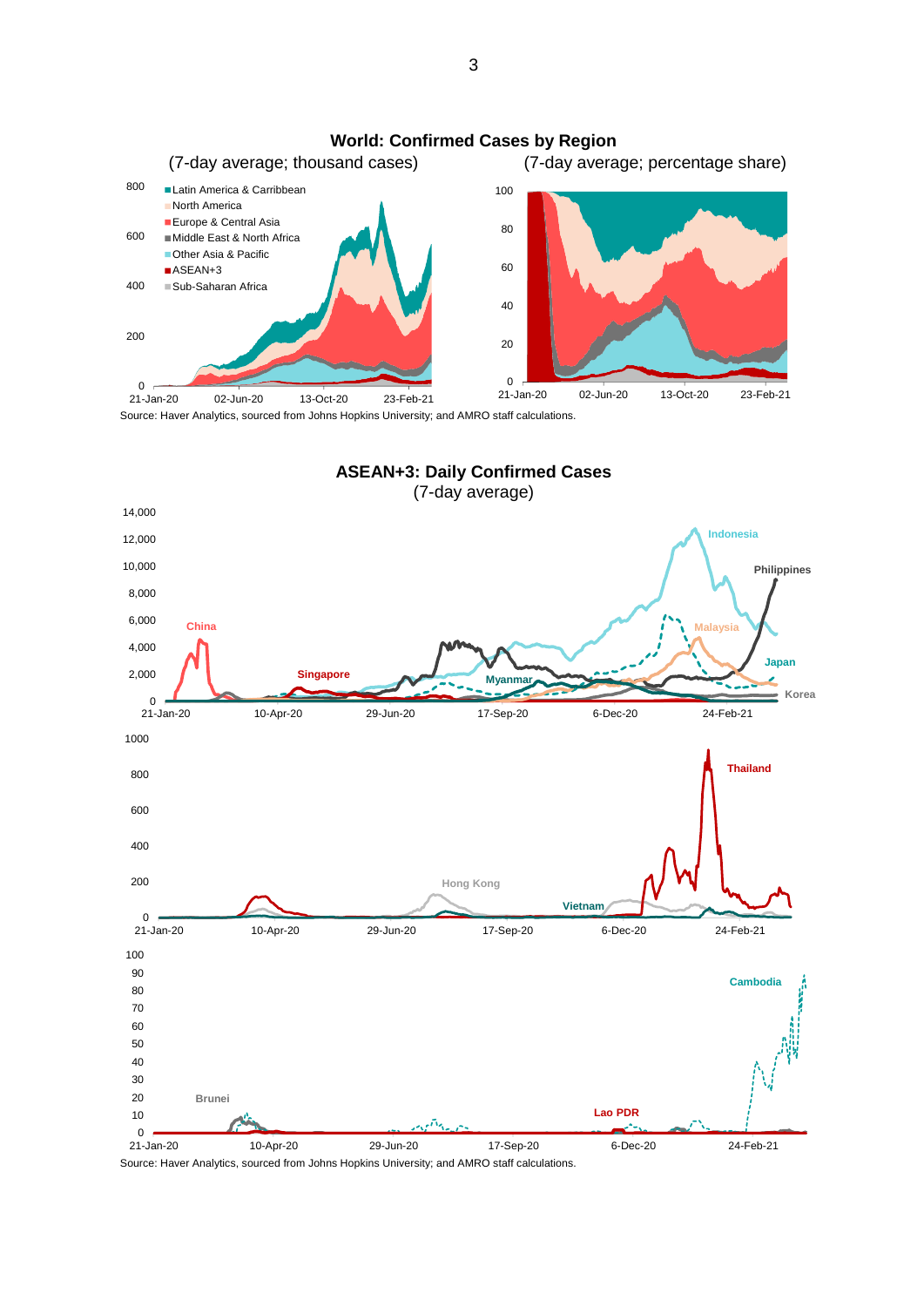## World: Confirmed Cases by Region

(7-day average; thousand cases) (7-day average; percentage share)

Latin America & Carribbean
North America
Europe & Central Asia
Middle East & North Africa
Other Asia & Pacific
ASEAN+3
Sub-Saharan Africa

Source: Haver Analytics, sourced from Johns Hopkins University; and AMRO staff calculations.

## ASEAN+3: Daily Confirmed Cases

(7-day average)

Source: Haver Analytics, sourced from Johns Hopkins University; and AMRO staff calculations.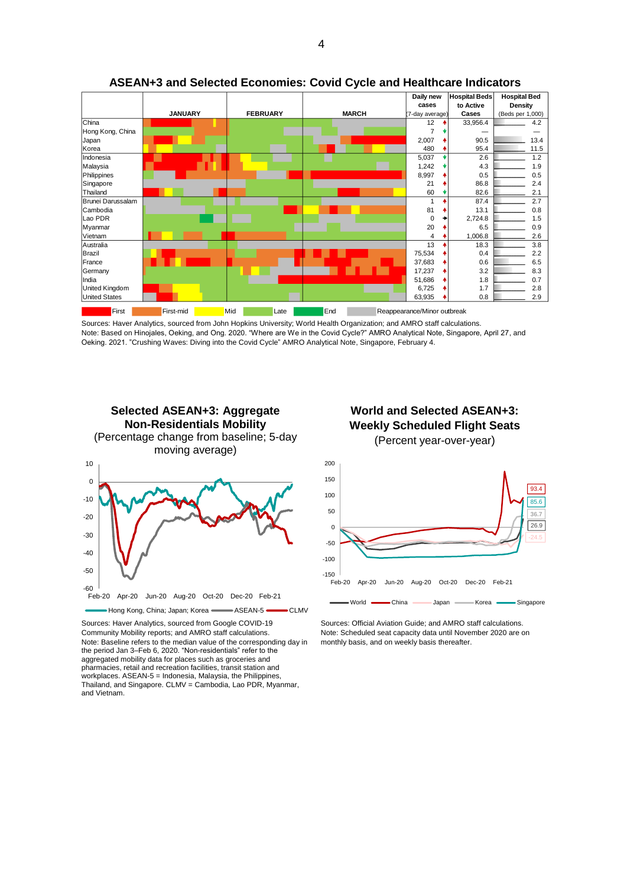## ASEAN+3 and Selected Economies: Covid Cycle and Healthcare Indicators

| | JANUARY | FEBRUARY | MARCH | Daily new cases (7-day average) | Hospital Beds to Active Cases | Hospital Bed Density (Beds per 1,000) |
|---|---|---|---|---|---|---|
| China | | | | 12 ▲ | 33,956.4 | 4.2 |
| Hong Kong, China | | | | 7 ▼ | — | — |
| Japan | | | | 2,007 ▲ | 90.5 | 13.4 |
| Korea | | | | 480 ▲ | 95.4 | 11.5 |
| Indonesia | | | | 5,037 ▼ | 2.6 | 1.2 |
| Malaysia | | | | 1,242 ▼ | 4.3 | 1.9 |
| Philippines | | | | 8,997 ▲ | 0.5 | 0.5 |
| Singapore | | | | 21 ▲ | 86.8 | 2.4 |
| Thailand | | | | 60 ▼ | 82.6 | 2.1 |
| Brunei Darussalam | | | | 1 ▲ | 87.4 | 2.7 |
| Cambodia | | | | 81 ▲ | 13.1 | 0.8 |
| Lao PDR | | | | 0 → | 2,724.8 | 1.5 |
| Myanmar | | | | 20 ▲ | 6.5 | 0.9 |
| Vietnam | | | | 4 ▲ | 1,006.8 | 2.6 |
| Australia | | | | 13 ▲ | 18.3 | 3.8 |
| Brazil | | | | 75,534 ▲ | 0.4 | 2.2 |
| France | | | | 37,683 ▲ | 0.6 | 6.5 |
| Germany | | | | 17,237 ▲ | 3.2 | 8.3 |
| India | | | | 51,686 ▲ | 1.8 | 0.7 |
| United Kingdom | | | | 6,725 ▲ | 1.7 | 2.8 |
| United States | | | | 63,935 ▲ | 0.8 | 2.9 |

First | First-mid | Mid | Late | End | Reappearance/Minor outbreak

Sources: Haver Analytics, sourced from John Hopkins University; World Health Organization; and AMRO staff calculations.
Note: Based on Hinojales, Oeking, and Ong. 2020. "Where are We in the Covid Cycle?" AMRO Analytical Note, Singapore, April 27, and Oeking. 2021. "Crushing Waves: Diving into the Covid Cycle" AMRO Analytical Note, Singapore, February 4.

### Selected ASEAN+3: Aggregate Non-Residentials Mobility

(Percentage change from baseline; 5-day moving average)

10
0
-10
-20
-30
-40
-50
-60
Feb-20 Apr-20 Jun-20 Aug-20 Oct-20 Dec-20 Feb-21

Hong Kong, China; Japan; Korea — ASEAN-5 — CLMV

Sources: Haver Analytics, sourced from Google COVID-19 Community Mobility reports; and AMRO staff calculations.
Note: Baseline refers to the median value of the corresponding day in the period Jan 3–Feb 6, 2020. "Non-residentials" refer to the aggregated mobility data for places such as groceries and pharmacies, retail and recreation facilities, transit station and workplaces. ASEAN-5 = Indonesia, Malaysia, the Philippines, Thailand, and Singapore. CLMV = Cambodia, Lao PDR, Myanmar, and Vietnam.

### World and Selected ASEAN+3: Weekly Scheduled Flight Seats

(Percent year-over-year)

200
150
100
50
0
-50
-100
-150
Feb-20 Apr-20 Jun-20 Aug-20 Oct-20 Dec-20 Feb-21

93.4
85.6
36.7
26.9
-24.5

World — China — Japan — Korea — Singapore

Sources: Official Aviation Guide; and AMRO staff calculations.
Note: Scheduled seat capacity data until November 2020 are on monthly basis, and on weekly basis thereafter.